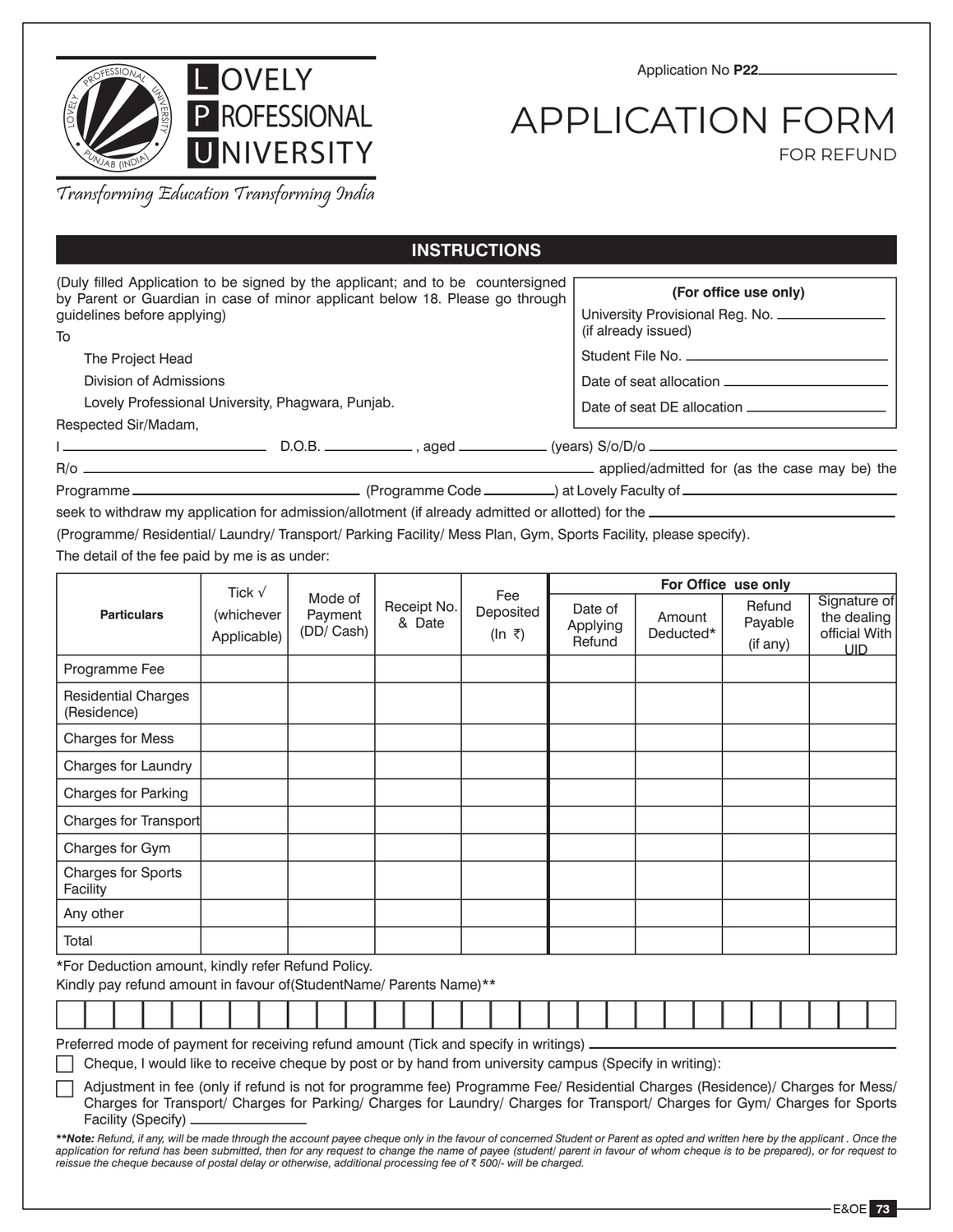**LOVELY PROFESSIONAL UNIVERSITY**

*Transforming Education Transforming India*

Application No **P22**\_\_\_\_\_\_\_\_\_\_\_\_\_\_\_\_

# APPLICATION FORM

FOR REFUND

## INSTRUCTIONS

(Duly filled Application to be signed by the applicant; and to be countersigned by Parent or Guardian in case of minor applicant below 18. Please go through guidelines before applying)

**(For office use only)**

University Provisional Reg. No. \_\_\_\_\_\_\_\_\_\_\_\_\_\_\_\_
(if already issued)

Student File No. \_\_\_\_\_\_\_\_\_\_\_\_\_\_\_\_

Date of seat allocation \_\_\_\_\_\_\_\_\_\_\_\_\_\_\_\_

Date of seat DE allocation \_\_\_\_\_\_\_\_\_\_\_\_\_\_\_\_

To

The Project Head

Division of Admissions

Lovely Professional University, Phagwara, Punjab.

Respected Sir/Madam,

I \_\_\_\_\_\_\_\_\_\_\_\_\_\_\_\_ D.O.B. \_\_\_\_\_\_\_\_\_\_ , aged \_\_\_\_\_\_\_\_\_\_ (years) S/o/D/o \_\_\_\_\_\_\_\_\_\_\_\_\_\_\_\_
R/o \_\_\_\_\_\_\_\_\_\_\_\_\_\_\_\_\_\_\_\_\_\_\_\_\_\_\_\_\_\_\_\_ applied/admitted for (as the case may be) the Programme \_\_\_\_\_\_\_\_\_\_\_\_\_\_\_\_ (Programme Code \_\_\_\_\_\_\_\_\_\_) at Lovely Faculty of \_\_\_\_\_\_\_\_\_\_\_\_\_\_\_\_
seek to withdraw my application for admission/allotment (if already admitted or allotted) for the \_\_\_\_\_\_\_\_\_\_\_\_\_\_\_\_
(Programme/ Residential/ Laundry/ Transport/ Parking Facility/ Mess Plan, Gym, Sports Facility, please specify).
The detail of the fee paid by me is as under:

| Particulars | Tick √ (whichever Applicable) | Mode of Payment (DD/ Cash) | Receipt No. & Date | Fee Deposited (In ₹) | For Office use only | | | |
|---|---|---|---|---|---|---|---|---|
| | | | | | Date of Applying Refund | Amount Deducted* | Refund Payable (if any) | Signature of the dealing official With UID |
| Programme Fee | | | | | | | | |
| Residential Charges (Residence) | | | | | | | | |
| Charges for Mess | | | | | | | | |
| Charges for Laundry | | | | | | | | |
| Charges for Parking | | | | | | | | |
| Charges for Transport | | | | | | | | |
| Charges for Gym | | | | | | | | |
| Charges for Sports Facility | | | | | | | | |
| Any other | | | | | | | | |
| Total | | | | | | | | |

*For Deduction amount, kindly refer Refund Policy.

Kindly pay refund amount in favour of(StudentName/ Parents Name)**

| | | | | | | | | | | | | | | | | | | | | | | | | | | | | | |
|---|---|---|---|---|---|---|---|---|---|---|---|---|---|---|---|---|---|---|---|---|---|---|---|---|---|---|---|---|---|

Preferred mode of payment for receiving refund amount (Tick and specify in writings) \_\_\_\_\_\_\_\_\_\_\_\_\_\_\_\_

- ☐ Cheque, I would like to receive cheque by post or by hand from university campus (Specify in writing):
- ☐ Adjustment in fee (only if refund is not for programme fee) Programme Fee/ Residential Charges (Residence)/ Charges for Mess/ Charges for Transport/ Charges for Parking/ Charges for Laundry/ Charges for Transport/ Charges for Gym/ Charges for Sports Facility (Specify) \_\_\_\_\_\_\_\_\_\_\_\_\_\_\_\_

***Note:** *Refund, if any, will be made through the account payee cheque only in the favour of concerned Student or Parent as opted and written here by the applicant . Once the application for refund has been submitted, then for any request to change the name of payee (student/ parent in favour of whom cheque is to be prepared), or for request to reissue the cheque because of postal delay or otherwise, additional processing fee of ₹ 500/- will be charged.*

E&OE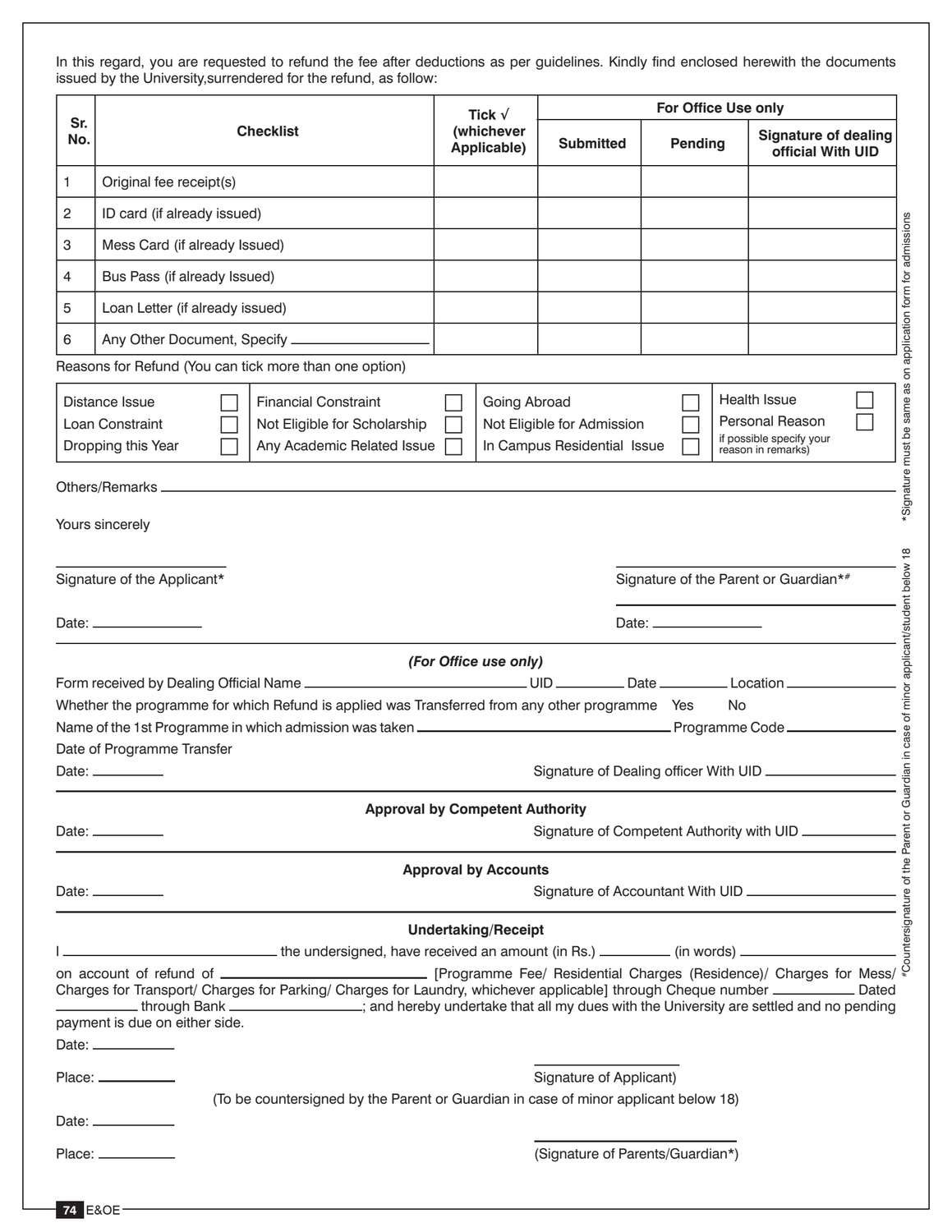In this regard, you are requested to refund the fee after deductions as per guidelines. Kindly find enclosed herewith the documents issued by the University,surrendered for the refund, as follow:

| Sr. No. | Checklist | Tick √ (whichever Applicable) | For Office Use only | | |
|---|---|---|---|---|---|
| | | | Submitted | Pending | Signature of dealing official With UID |
| 1 | Original fee receipt(s) | | | | |
| 2 | ID card (if already issued) | | | | |
| 3 | Mess Card (if already Issued) | | | | |
| 4 | Bus Pass (if already Issued) | | | | |
| 5 | Loan Letter (if already issued) | | | | |
| 6 | Any Other Document, Specify ________________ | | | | |

Reasons for Refund (You can tick more than one option)

| | | | |
|---|---|---|---|
| Distance Issue ☐ | Financial Constraint ☐ | Going Abroad ☐ | Health Issue ☐ |
| Loan Constraint ☐ | Not Eligible for Scholarship ☐ | Not Eligible for Admission ☐ | Personal Reason ☐ (if possible specify your reason in remarks) |
| Dropping this Year ☐ | Any Academic Related Issue ☐ | In Campus Residential Issue ☐ | |

Others/Remarks ________________________________________________

Yours sincerely

________________________
Signature of the Applicant*

Date: ______________

________________________
Signature of the Parent or Guardian*#

Date: ______________

*(For Office use only)*

Form received by Dealing Official Name ____________________ UID ________ Date ________ Location ____________

Whether the programme for which Refund is applied was Transferred from any other programme Yes No

Name of the 1st Programme in which admission was taken ____________________ Programme Code ____________

Date of Programme Transfer

Date: ________ Signature of Dealing officer With UID ____________

**Approval by Competent Authority**

Date: ________ Signature of Competent Authority with UID ____________

**Approval by Accounts**

Date: ________ Signature of Accountant With UID ____________

**Undertaking/Receipt**

I ____________________ the undersigned, have received an amount (in Rs.) ________ (in words) ____________ on account of refund of ____________________ [Programme Fee/ Residential Charges (Residence)/ Charges for Mess/ Charges for Transport/ Charges for Parking/ Charges for Laundry, whichever applicable] through Cheque number ________ Dated ________ through Bank ____________; and hereby undertake that all my dues with the University are settled and no pending payment is due on either side.

Date: ____________

Place: ____________

________________________
Signature of Applicant)

(To be countersigned by the Parent or Guardian in case of minor applicant below 18)

Date: ____________

Place: ____________

________________________
(Signature of Parents/Guardian*)

*Signature must be same as on application form for admissions

#Countersignature of the Parent or Guardian in case of minor applicant/student below 18

E&OE